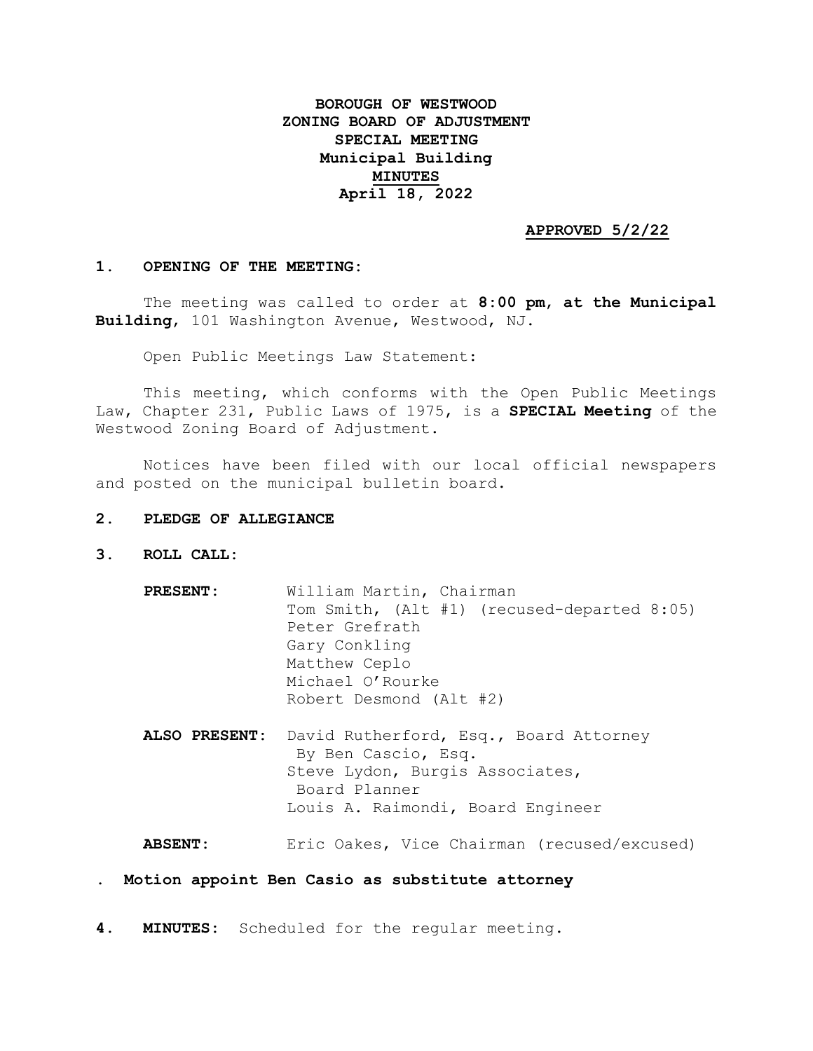# BOROUGH OF WESTWOOD
# ZONING BOARD OF ADJUSTMENT
# SPECIAL MEETING
# Municipal Building
# <u>MINUTES</u>
# April 18, 2022

**<u>APPROVED 5/2/22</u>**

## 1. OPENING OF THE MEETING:

The meeting was called to order at **8:00 pm, at the Municipal Building**, 101 Washington Avenue, Westwood, NJ.

Open Public Meetings Law Statement:

This meeting, which conforms with the Open Public Meetings Law, Chapter 231, Public Laws of 1975, is a **SPECIAL Meeting** of the Westwood Zoning Board of Adjustment.

Notices have been filed with our local official newspapers and posted on the municipal bulletin board.

## 2. PLEDGE OF ALLEGIANCE

## 3. ROLL CALL:

**PRESENT:**
- William Martin, Chairman
- Tom Smith, (Alt #1) (recused-departed 8:05)
- Peter Grefrath
- Gary Conkling
- Matthew Ceplo
- Michael O'Rourke
- Robert Desmond (Alt #2)

**ALSO PRESENT:**
- David Rutherford, Esq., Board Attorney By Ben Cascio, Esq.
- Steve Lydon, Burgis Associates, Board Planner
- Louis A. Raimondi, Board Engineer

**ABSENT:**
- Eric Oakes, Vice Chairman (recused/excused)

. **Motion appoint Ben Casio as substitute attorney**

**4. MINUTES:** Scheduled for the regular meeting.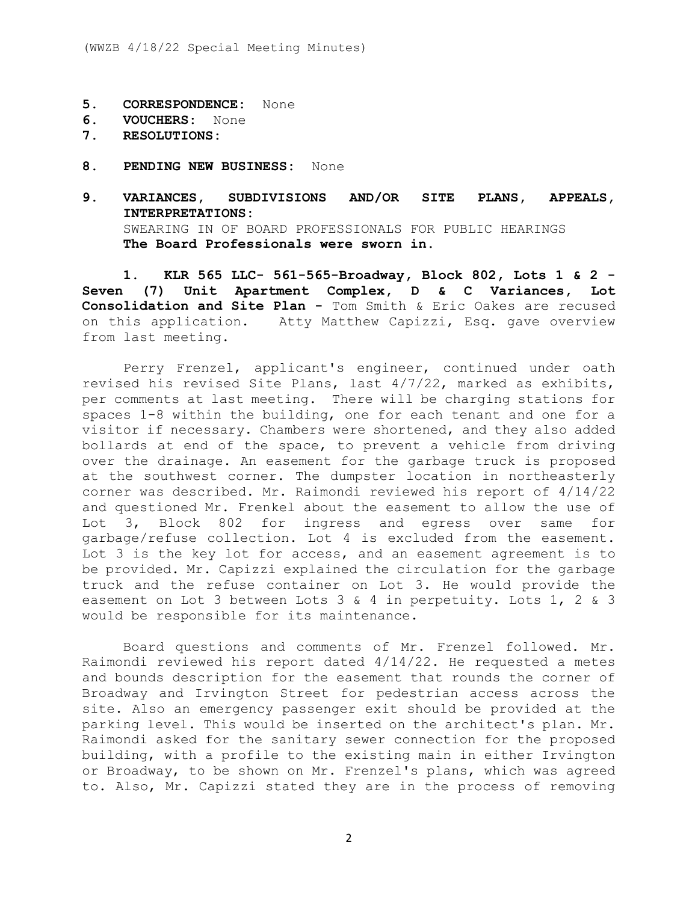(WWZB 4/18/22 Special Meeting Minutes)

**5. CORRESPONDENCE:** None
**6. VOUCHERS:** None
**7. RESOLUTIONS:**

**8. PENDING NEW BUSINESS:** None

**9. VARIANCES, SUBDIVISIONS AND/OR SITE PLANS, APPEALS, INTERPRETATIONS:**
SWEARING IN OF BOARD PROFESSIONALS FOR PUBLIC HEARINGS
**The Board Professionals were sworn in.**

**1. KLR 565 LLC- 561-565-Broadway, Block 802, Lots 1 & 2 - Seven (7) Unit Apartment Complex, D & C Variances, Lot Consolidation and Site Plan -** Tom Smith & Eric Oakes are recused on this application. Atty Matthew Capizzi, Esq. gave overview from last meeting.

Perry Frenzel, applicant's engineer, continued under oath revised his revised Site Plans, last 4/7/22, marked as exhibits, per comments at last meeting. There will be charging stations for spaces 1-8 within the building, one for each tenant and one for a visitor if necessary. Chambers were shortened, and they also added bollards at end of the space, to prevent a vehicle from driving over the drainage. An easement for the garbage truck is proposed at the southwest corner. The dumpster location in northeasterly corner was described. Mr. Raimondi reviewed his report of 4/14/22 and questioned Mr. Frenkel about the easement to allow the use of Lot 3, Block 802 for ingress and egress over same for garbage/refuse collection. Lot 4 is excluded from the easement. Lot 3 is the key lot for access, and an easement agreement is to be provided. Mr. Capizzi explained the circulation for the garbage truck and the refuse container on Lot 3. He would provide the easement on Lot 3 between Lots 3 & 4 in perpetuity. Lots 1, 2 & 3 would be responsible for its maintenance.

Board questions and comments of Mr. Frenzel followed. Mr. Raimondi reviewed his report dated 4/14/22. He requested a metes and bounds description for the easement that rounds the corner of Broadway and Irvington Street for pedestrian access across the site. Also an emergency passenger exit should be provided at the parking level. This would be inserted on the architect's plan. Mr. Raimondi asked for the sanitary sewer connection for the proposed building, with a profile to the existing main in either Irvington or Broadway, to be shown on Mr. Frenzel's plans, which was agreed to. Also, Mr. Capizzi stated they are in the process of removing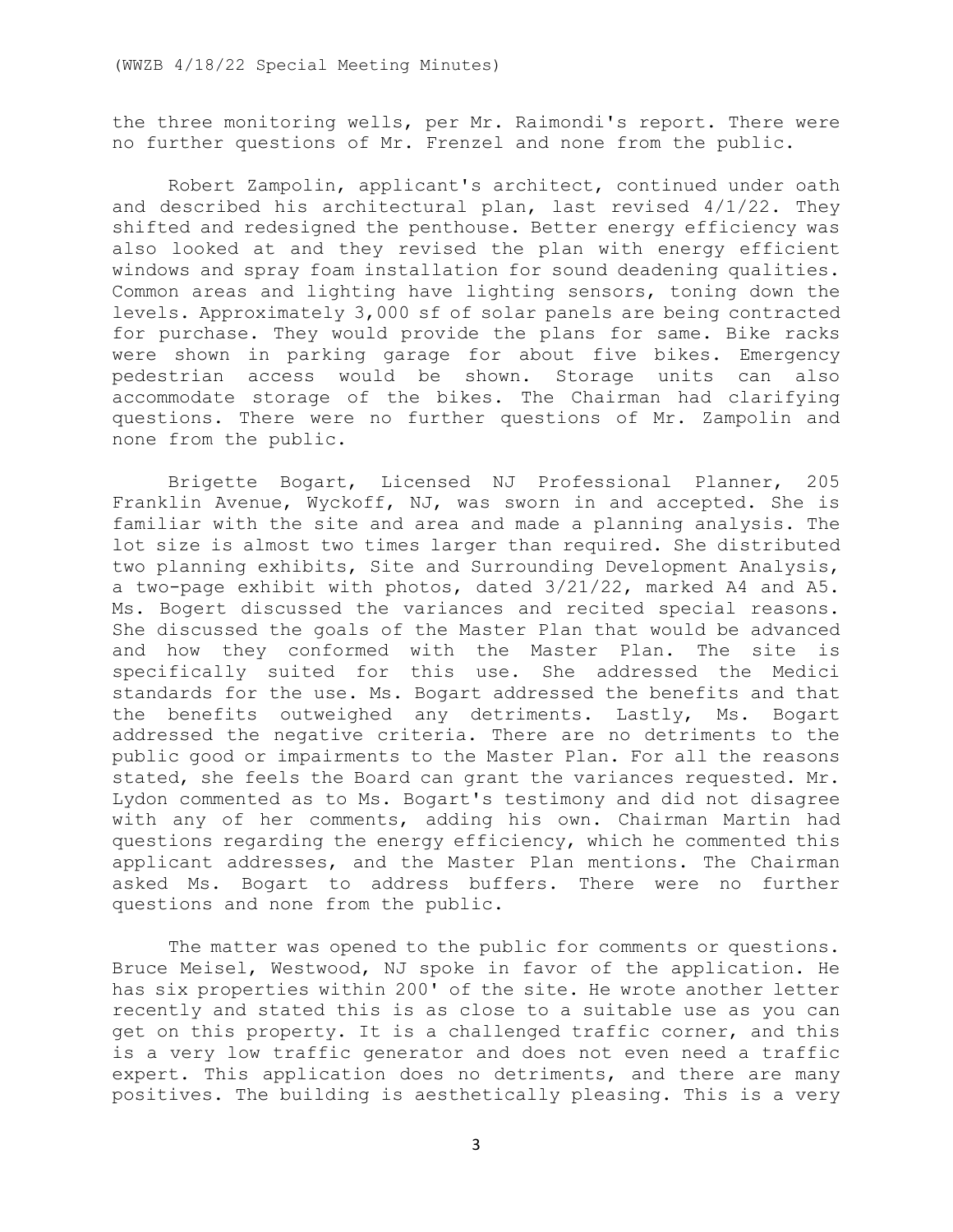the three monitoring wells, per Mr. Raimondi's report. There were no further questions of Mr. Frenzel and none from the public.

Robert Zampolin, applicant's architect, continued under oath and described his architectural plan, last revised 4/1/22. They shifted and redesigned the penthouse. Better energy efficiency was also looked at and they revised the plan with energy efficient windows and spray foam installation for sound deadening qualities. Common areas and lighting have lighting sensors, toning down the levels. Approximately 3,000 sf of solar panels are being contracted for purchase. They would provide the plans for same. Bike racks were shown in parking garage for about five bikes. Emergency pedestrian access would be shown. Storage units can also accommodate storage of the bikes. The Chairman had clarifying questions. There were no further questions of Mr. Zampolin and none from the public.

Brigette Bogart, Licensed NJ Professional Planner, 205 Franklin Avenue, Wyckoff, NJ, was sworn in and accepted. She is familiar with the site and area and made a planning analysis. The lot size is almost two times larger than required. She distributed two planning exhibits, Site and Surrounding Development Analysis, a two-page exhibit with photos, dated 3/21/22, marked A4 and A5. Ms. Bogert discussed the variances and recited special reasons. She discussed the goals of the Master Plan that would be advanced and how they conformed with the Master Plan. The site is specifically suited for this use. She addressed the Medici standards for the use. Ms. Bogart addressed the benefits and that the benefits outweighed any detriments. Lastly, Ms. Bogart addressed the negative criteria. There are no detriments to the public good or impairments to the Master Plan. For all the reasons stated, she feels the Board can grant the variances requested. Mr. Lydon commented as to Ms. Bogart's testimony and did not disagree with any of her comments, adding his own. Chairman Martin had questions regarding the energy efficiency, which he commented this applicant addresses, and the Master Plan mentions. The Chairman asked Ms. Bogart to address buffers. There were no further questions and none from the public.

The matter was opened to the public for comments or questions. Bruce Meisel, Westwood, NJ spoke in favor of the application. He has six properties within 200' of the site. He wrote another letter recently and stated this is as close to a suitable use as you can get on this property. It is a challenged traffic corner, and this is a very low traffic generator and does not even need a traffic expert. This application does no detriments, and there are many positives. The building is aesthetically pleasing. This is a very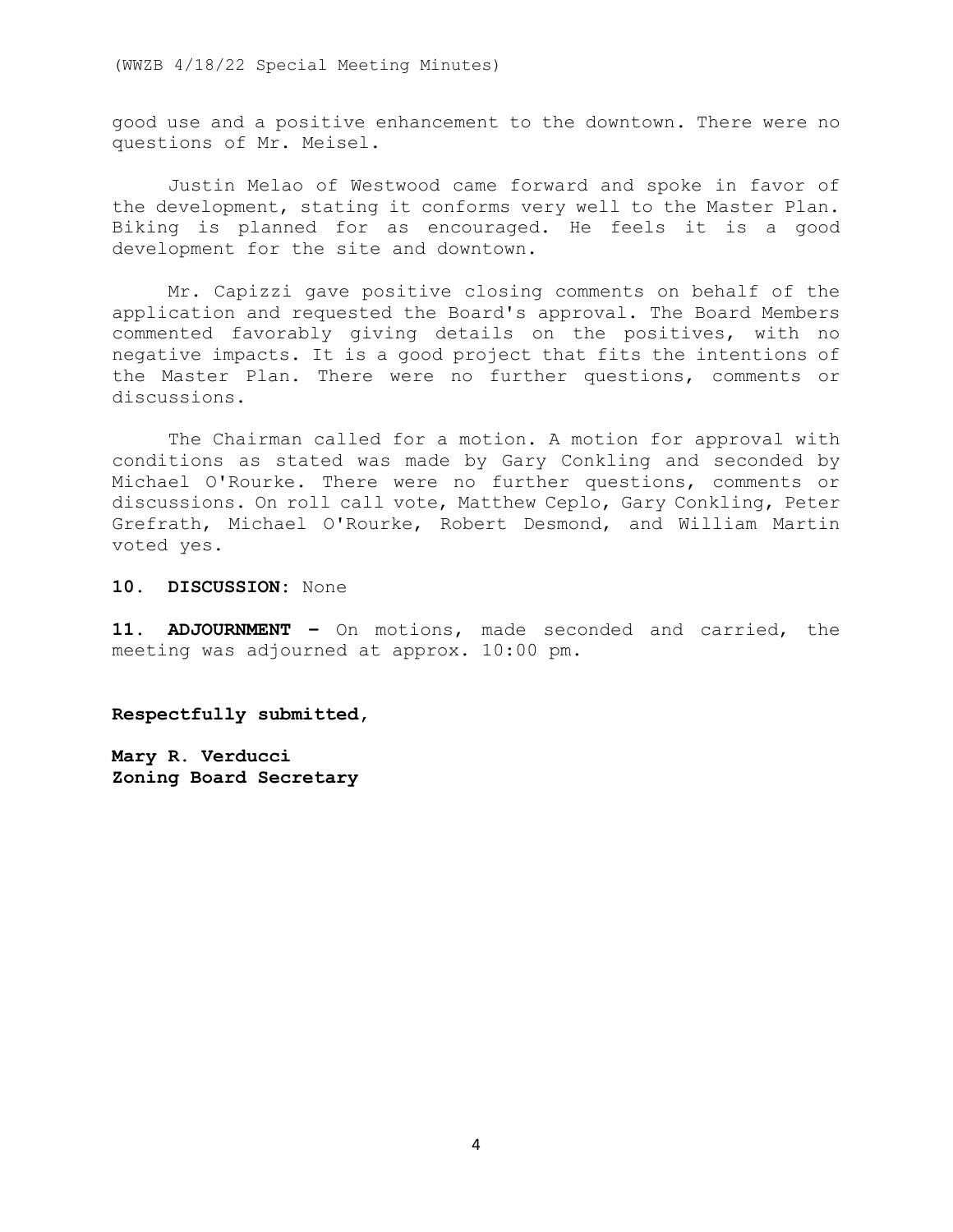good use and a positive enhancement to the downtown. There were no questions of Mr. Meisel.

Justin Melao of Westwood came forward and spoke in favor of the development, stating it conforms very well to the Master Plan. Biking is planned for as encouraged. He feels it is a good development for the site and downtown.

Mr. Capizzi gave positive closing comments on behalf of the application and requested the Board's approval. The Board Members commented favorably giving details on the positives, with no negative impacts. It is a good project that fits the intentions of the Master Plan. There were no further questions, comments or discussions.

The Chairman called for a motion. A motion for approval with conditions as stated was made by Gary Conkling and seconded by Michael O'Rourke. There were no further questions, comments or discussions. On roll call vote, Matthew Ceplo, Gary Conkling, Peter Grefrath, Michael O'Rourke, Robert Desmond, and William Martin voted yes.

**10. DISCUSSION**: None

**11. ADJOURNMENT –** On motions, made seconded and carried, the meeting was adjourned at approx. 10:00 pm.

**Respectfully submitted,**

**Mary R. Verducci**
**Zoning Board Secretary**